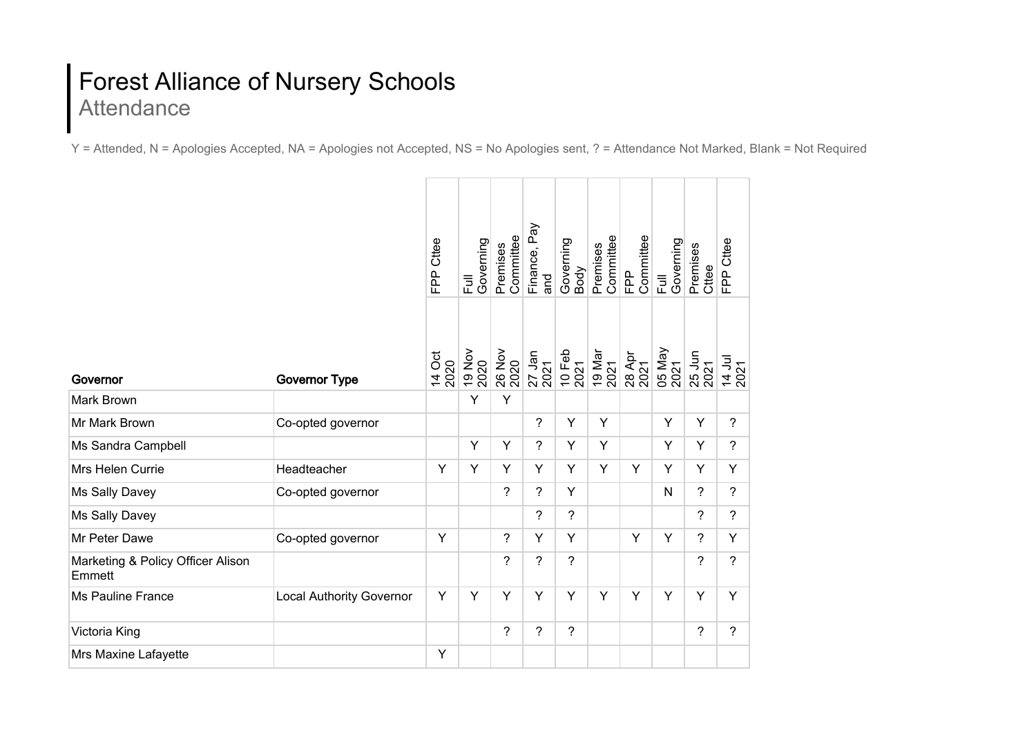# Forest Alliance of Nursery Schools
## Attendance

Y = Attended, N = Apologies Accepted, NA = Apologies not Accepted, NS = No Apologies sent, ? = Attendance Not Marked, Blank = Not Required

| Governor | Governor Type | FPP Cttee | Full Governing | Premises Committee | Finance, Pay and | Governing Body | Premises Committee | FPP Committee | Full Governing | Premises Cttee | FPP Cttee |
|---|---|---|---|---|---|---|---|---|---|---|---|
| | | 14 Oct 2020 | 19 Nov 2020 | 26 Nov 2020 | 27 Jan 2021 | 10 Feb 2021 | 19 Mar 2021 | 28 Apr 2021 | 05 May 2021 | 25 Jun 2021 | 14 Jul 2021 |
| Mark Brown | | | Y | Y | | | | | | | |
| Mr Mark Brown | Co-opted governor | | | | ? | Y | Y | | Y | Y | ? |
| Ms Sandra Campbell | | | Y | Y | ? | Y | Y | | Y | Y | ? |
| Mrs Helen Currie | Headteacher | Y | Y | Y | Y | Y | Y | Y | Y | Y | Y |
| Ms Sally Davey | Co-opted governor | | | ? | ? | Y | | | N | ? | ? |
| Ms Sally Davey | | | | | ? | ? | | | | ? | ? |
| Mr Peter Dawe | Co-opted governor | Y | | ? | Y | Y | | Y | Y | ? | Y |
| Marketing & Policy Officer Alison Emmett | | | | ? | ? | ? | | | | ? | ? |
| Ms Pauline France | Local Authority Governor | Y | Y | Y | Y | Y | Y | Y | Y | Y | Y |
| Victoria King | | | | ? | ? | ? | | | | ? | ? |
| Mrs Maxine Lafayette | | Y | | | | | | | | | |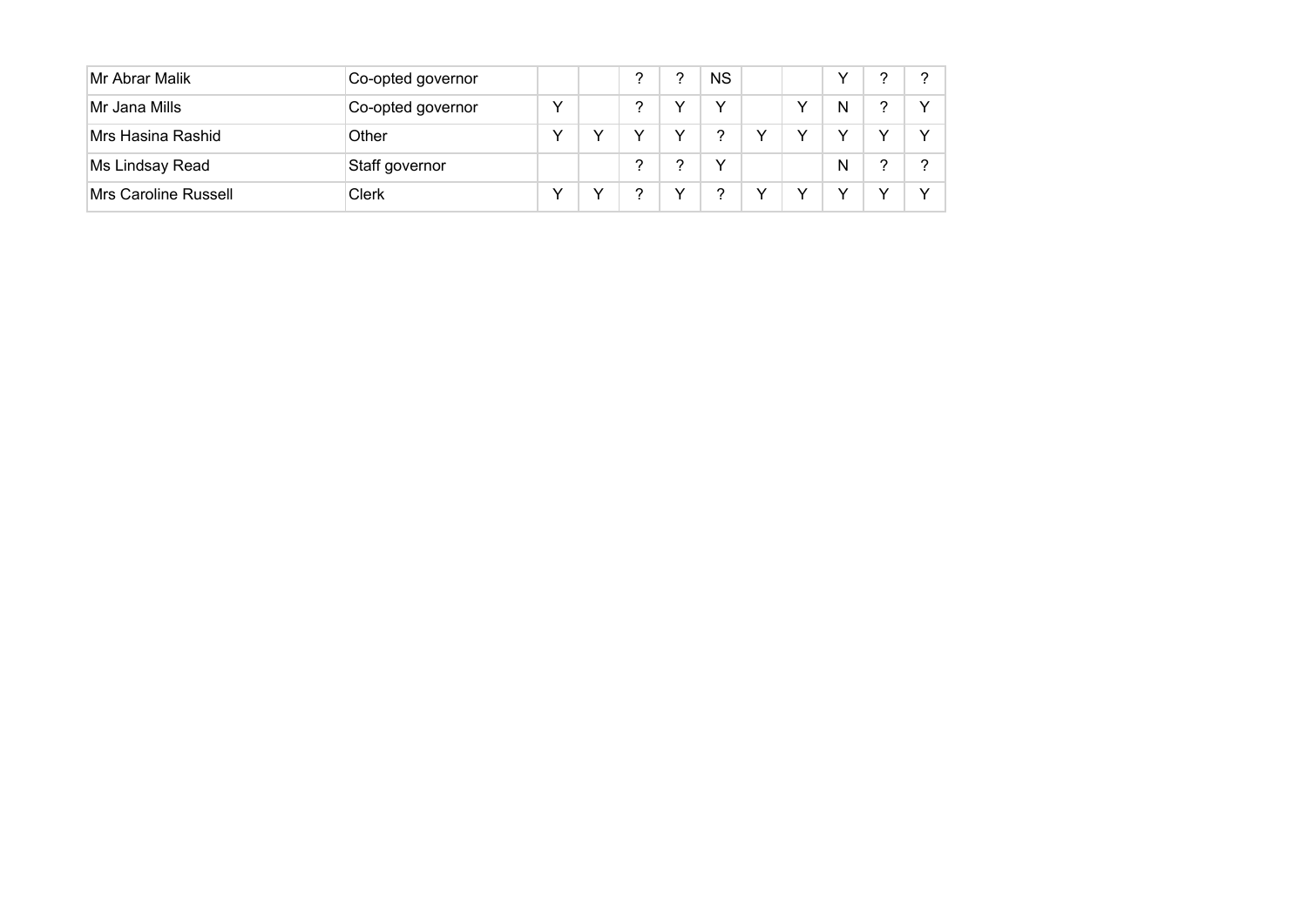| | | | | | | | | | | | |
|---|---|---|---|---|---|---|---|---|---|---|---|
| Mr Abrar Malik | Co-opted governor | | | ? | ? | NS | | | Y | ? | ? |
| Mr Jana Mills | Co-opted governor | Y | | ? | Y | Y | | Y | N | ? | Y |
| Mrs Hasina Rashid | Other | Y | Y | Y | Y | ? | Y | Y | Y | Y | Y |
| Ms Lindsay Read | Staff governor | | | ? | ? | Y | | | N | ? | ? |
| Mrs Caroline Russell | Clerk | Y | Y | ? | Y | ? | Y | Y | Y | Y | Y |